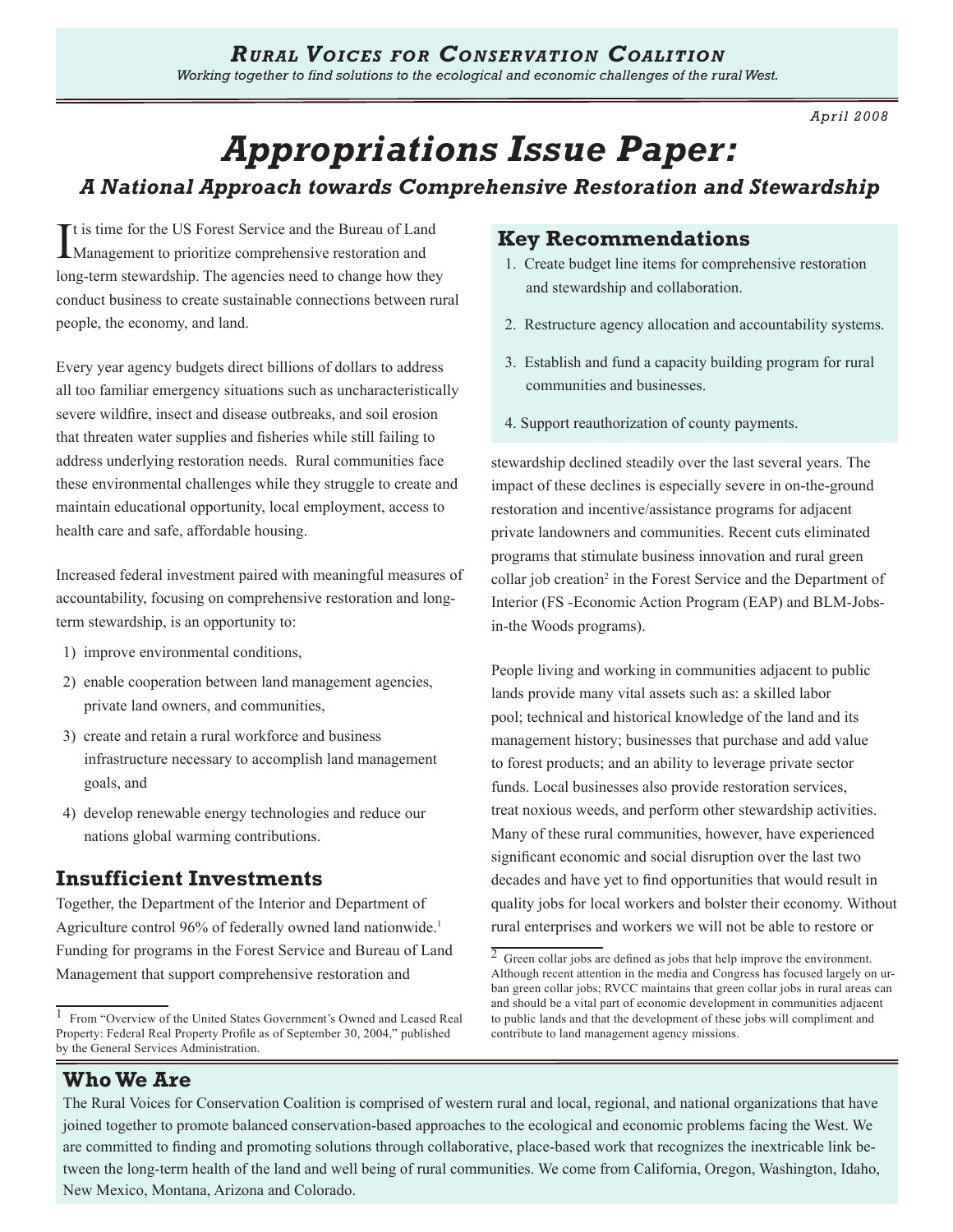***Rural Voices for Conservation Coalition***

*Working together to find solutions to the ecological and economic challenges of the rural West.*

*April 2008*

# Appropriations Issue Paper:

## *A National Approach towards Comprehensive Restoration and Stewardship*

It is time for the US Forest Service and the Bureau of Land Management to prioritize comprehensive restoration and long-term stewardship. The agencies need to change how they conduct business to create sustainable connections between rural people, the economy, and land.

Every year agency budgets direct billions of dollars to address all too familiar emergency situations such as uncharacteristically severe wildfire, insect and disease outbreaks, and soil erosion that threaten water supplies and fisheries while still failing to address underlying restoration needs. Rural communities face these environmental challenges while they struggle to create and maintain educational opportunity, local employment, access to health care and safe, affordable housing.

Increased federal investment paired with meaningful measures of accountability, focusing on comprehensive restoration and long-term stewardship, is an opportunity to:

1) improve environmental conditions,
2) enable cooperation between land management agencies, private land owners, and communities,
3) create and retain a rural workforce and business infrastructure necessary to accomplish land management goals, and
4) develop renewable energy technologies and reduce our nations global warming contributions.

## Key Recommendations

1. Create budget line items for comprehensive restoration and stewardship and collaboration.
2. Restructure agency allocation and accountability systems.
3. Establish and fund a capacity building program for rural communities and businesses.
4. Support reauthorization of county payments.

## Insufficient Investments

Together, the Department of the Interior and Department of Agriculture control 96% of federally owned land nationwide.[1] Funding for programs in the Forest Service and Bureau of Land Management that support comprehensive restoration and stewardship declined steadily over the last several years. The impact of these declines is especially severe in on-the-ground restoration and incentive/assistance programs for adjacent private landowners and communities. Recent cuts eliminated programs that stimulate business innovation and rural green collar job creation[2] in the Forest Service and the Department of Interior (FS -Economic Action Program (EAP) and BLM-Jobs-in-the Woods programs).

People living and working in communities adjacent to public lands provide many vital assets such as: a skilled labor pool; technical and historical knowledge of the land and its management history; businesses that purchase and add value to forest products; and an ability to leverage private sector funds. Local businesses also provide restoration services, treat noxious weeds, and perform other stewardship activities. Many of these rural communities, however, have experienced significant economic and social disruption over the last two decades and have yet to find opportunities that would result in quality jobs for local workers and bolster their economy. Without rural enterprises and workers we will not be able to restore or

[1] From "Overview of the United States Government's Owned and Leased Real Property: Federal Real Property Profile as of September 30, 2004," published by the General Services Administration.

[2] Green collar jobs are defined as jobs that help improve the environment. Although recent attention in the media and Congress has focused largely on urban green collar jobs; RVCC maintains that green collar jobs in rural areas can and should be a vital part of economic development in communities adjacent to public lands and that the development of these jobs will compliment and contribute to land management agency missions.

## Who We Are

The Rural Voices for Conservation Coalition is comprised of western rural and local, regional, and national organizations that have joined together to promote balanced conservation-based approaches to the ecological and economic problems facing the West. We are committed to finding and promoting solutions through collaborative, place-based work that recognizes the inextricable link between the long-term health of the land and well being of rural communities. We come from California, Oregon, Washington, Idaho, New Mexico, Montana, Arizona and Colorado.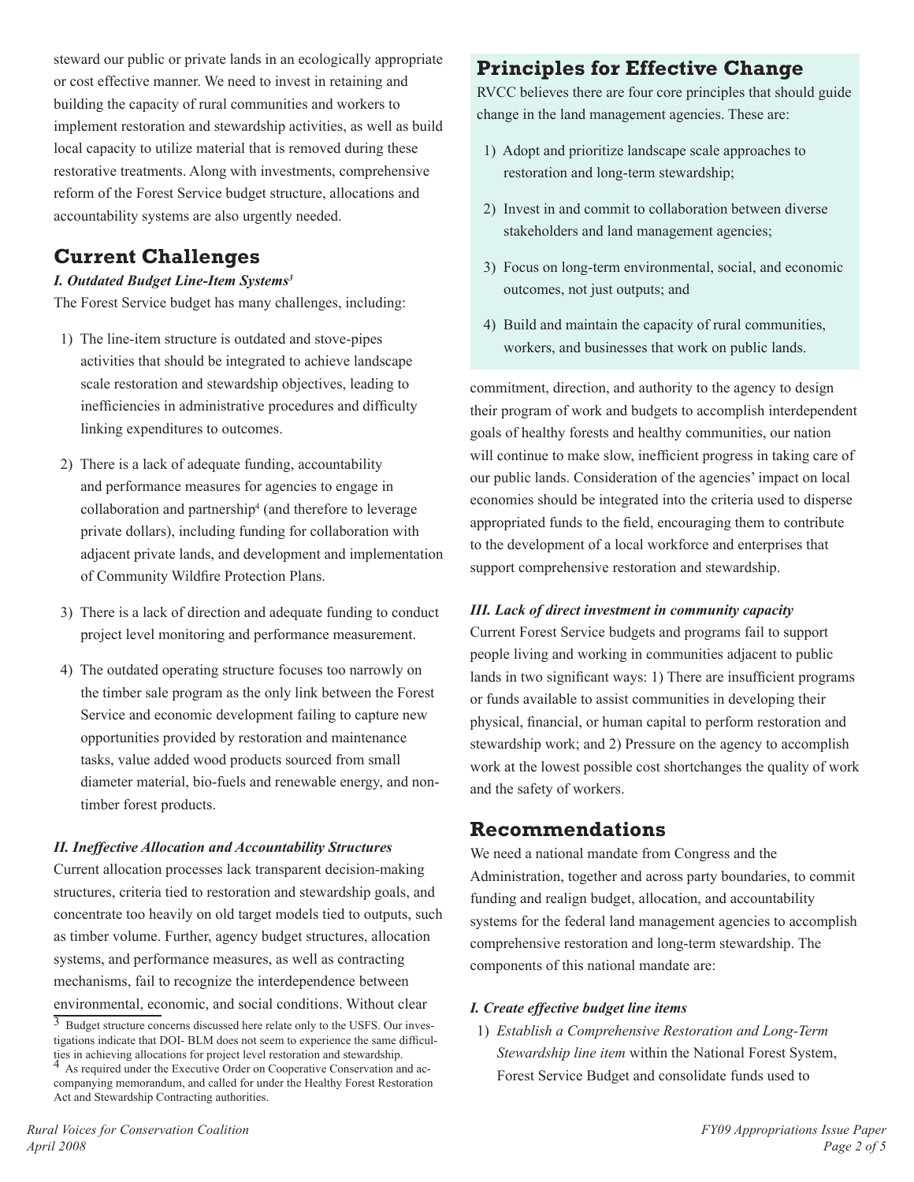steward our public or private lands in an ecologically appropriate or cost effective manner. We need to invest in retaining and building the capacity of rural communities and workers to implement restoration and stewardship activities, as well as build local capacity to utilize material that is removed during these restorative treatments. Along with investments, comprehensive reform of the Forest Service budget structure, allocations and accountability systems are also urgently needed.

## Current Challenges

***I. Outdated Budget Line-Item Systems*[3]**

The Forest Service budget has many challenges, including:

1) The line-item structure is outdated and stove-pipes activities that should be integrated to achieve landscape scale restoration and stewardship objectives, leading to inefficiencies in administrative procedures and difficulty linking expenditures to outcomes.

2) There is a lack of adequate funding, accountability and performance measures for agencies to engage in collaboration and partnership[4] (and therefore to leverage private dollars), including funding for collaboration with adjacent private lands, and development and implementation of Community Wildfire Protection Plans.

3) There is a lack of direction and adequate funding to conduct project level monitoring and performance measurement.

4) The outdated operating structure focuses too narrowly on the timber sale program as the only link between the Forest Service and economic development failing to capture new opportunities provided by restoration and maintenance tasks, value added wood products sourced from small diameter material, bio-fuels and renewable energy, and non-timber forest products.

***II. Ineffective Allocation and Accountability Structures***

Current allocation processes lack transparent decision-making structures, criteria tied to restoration and stewardship goals, and concentrate too heavily on old target models tied to outputs, such as timber volume. Further, agency budget structures, allocation systems, and performance measures, as well as contracting mechanisms, fail to recognize the interdependence between environmental, economic, and social conditions. Without clear commitment, direction, and authority to the agency to design their program of work and budgets to accomplish interdependent goals of healthy forests and healthy communities, our nation will continue to make slow, inefficient progress in taking care of our public lands. Consideration of the agencies' impact on local economies should be integrated into the criteria used to disperse appropriated funds to the field, encouraging them to contribute to the development of a local workforce and enterprises that support comprehensive restoration and stewardship.

***III. Lack of direct investment in community capacity***

Current Forest Service budgets and programs fail to support people living and working in communities adjacent to public lands in two significant ways: 1) There are insufficient programs or funds available to assist communities in developing their physical, financial, or human capital to perform restoration and stewardship work; and 2) Pressure on the agency to accomplish work at the lowest possible cost shortchanges the quality of work and the safety of workers.

## Principles for Effective Change

RVCC believes there are four core principles that should guide change in the land management agencies. These are:

1) Adopt and prioritize landscape scale approaches to restoration and long-term stewardship;

2) Invest in and commit to collaboration between diverse stakeholders and land management agencies;

3) Focus on long-term environmental, social, and economic outcomes, not just outputs; and

4) Build and maintain the capacity of rural communities, workers, and businesses that work on public lands.

## Recommendations

We need a national mandate from Congress and the Administration, together and across party boundaries, to commit funding and realign budget, allocation, and accountability systems for the federal land management agencies to accomplish comprehensive restoration and long-term stewardship. The components of this national mandate are:

***I. Create effective budget line items***

1) *Establish a Comprehensive Restoration and Long-Term Stewardship line item* within the National Forest System, Forest Service Budget and consolidate funds used to

[3] Budget structure concerns discussed here relate only to the USFS. Our investigations indicate that DOI- BLM does not seem to experience the same difficulties in achieving allocations for project level restoration and stewardship.

[4] As required under the Executive Order on Cooperative Conservation and accompanying memorandum, and called for under the Healthy Forest Restoration Act and Stewardship Contracting authorities.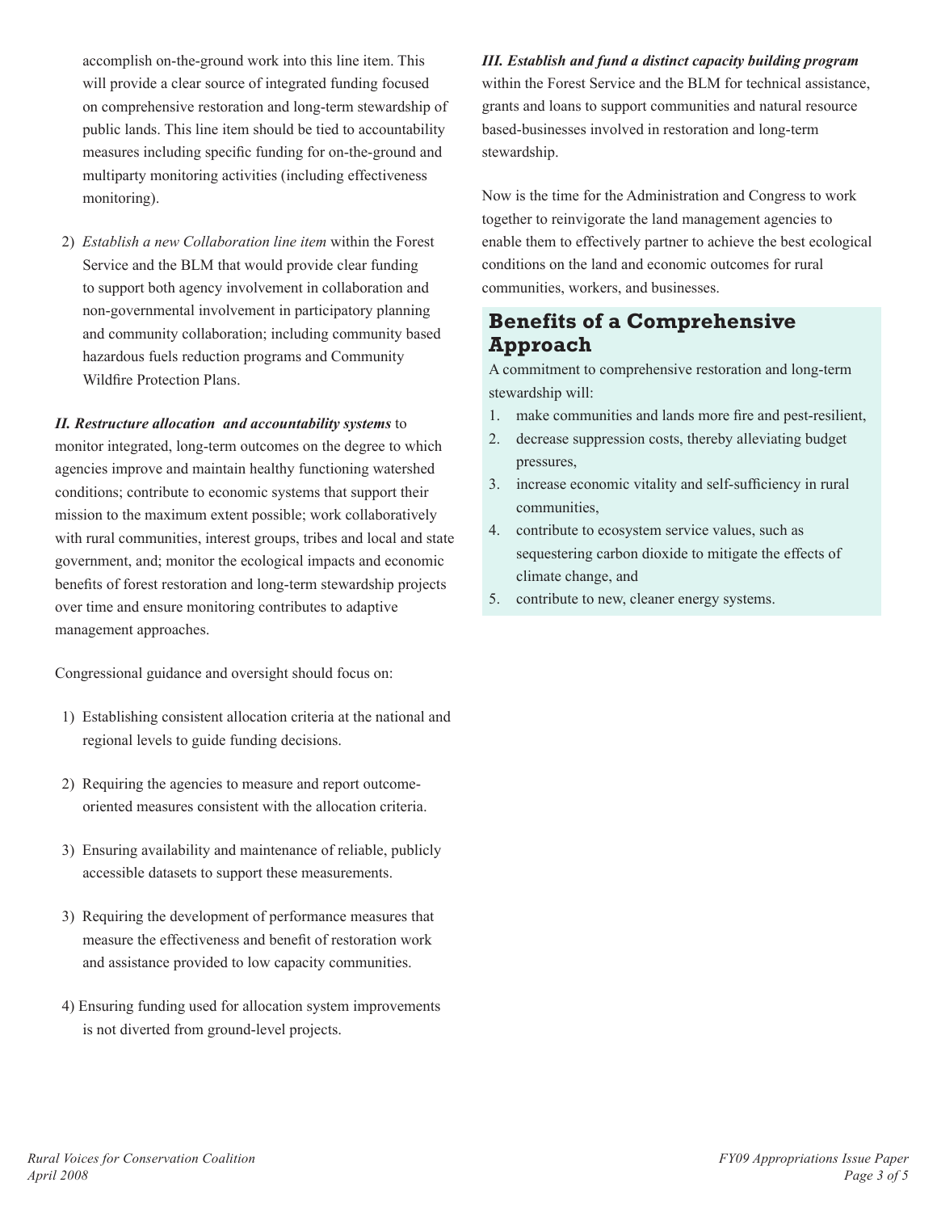accomplish on-the-ground work into this line item. This will provide a clear source of integrated funding focused on comprehensive restoration and long-term stewardship of public lands. This line item should be tied to accountability measures including specific funding for on-the-ground and multiparty monitoring activities (including effectiveness monitoring).

2) *Establish a new Collaboration line item* within the Forest Service and the BLM that would provide clear funding to support both agency involvement in collaboration and non-governmental involvement in participatory planning and community collaboration; including community based hazardous fuels reduction programs and Community Wildfire Protection Plans.

***II. Restructure allocation and accountability systems*** to monitor integrated, long-term outcomes on the degree to which agencies improve and maintain healthy functioning watershed conditions; contribute to economic systems that support their mission to the maximum extent possible; work collaboratively with rural communities, interest groups, tribes and local and state government, and; monitor the ecological impacts and economic benefits of forest restoration and long-term stewardship projects over time and ensure monitoring contributes to adaptive management approaches.

Congressional guidance and oversight should focus on:

1) Establishing consistent allocation criteria at the national and regional levels to guide funding decisions.

2) Requiring the agencies to measure and report outcome-oriented measures consistent with the allocation criteria.

3) Ensuring availability and maintenance of reliable, publicly accessible datasets to support these measurements.

3) Requiring the development of performance measures that measure the effectiveness and benefit of restoration work and assistance provided to low capacity communities.

4) Ensuring funding used for allocation system improvements is not diverted from ground-level projects.

***III. Establish and fund a distinct capacity building program*** within the Forest Service and the BLM for technical assistance, grants and loans to support communities and natural resource based-businesses involved in restoration and long-term stewardship.

Now is the time for the Administration and Congress to work together to reinvigorate the land management agencies to enable them to effectively partner to achieve the best ecological conditions on the land and economic outcomes for rural communities, workers, and businesses.

## Benefits of a Comprehensive Approach

A commitment to comprehensive restoration and long-term stewardship will:

1. make communities and lands more fire and pest-resilient,
2. decrease suppression costs, thereby alleviating budget pressures,
3. increase economic vitality and self-sufficiency in rural communities,
4. contribute to ecosystem service values, such as sequestering carbon dioxide to mitigate the effects of climate change, and
5. contribute to new, cleaner energy systems.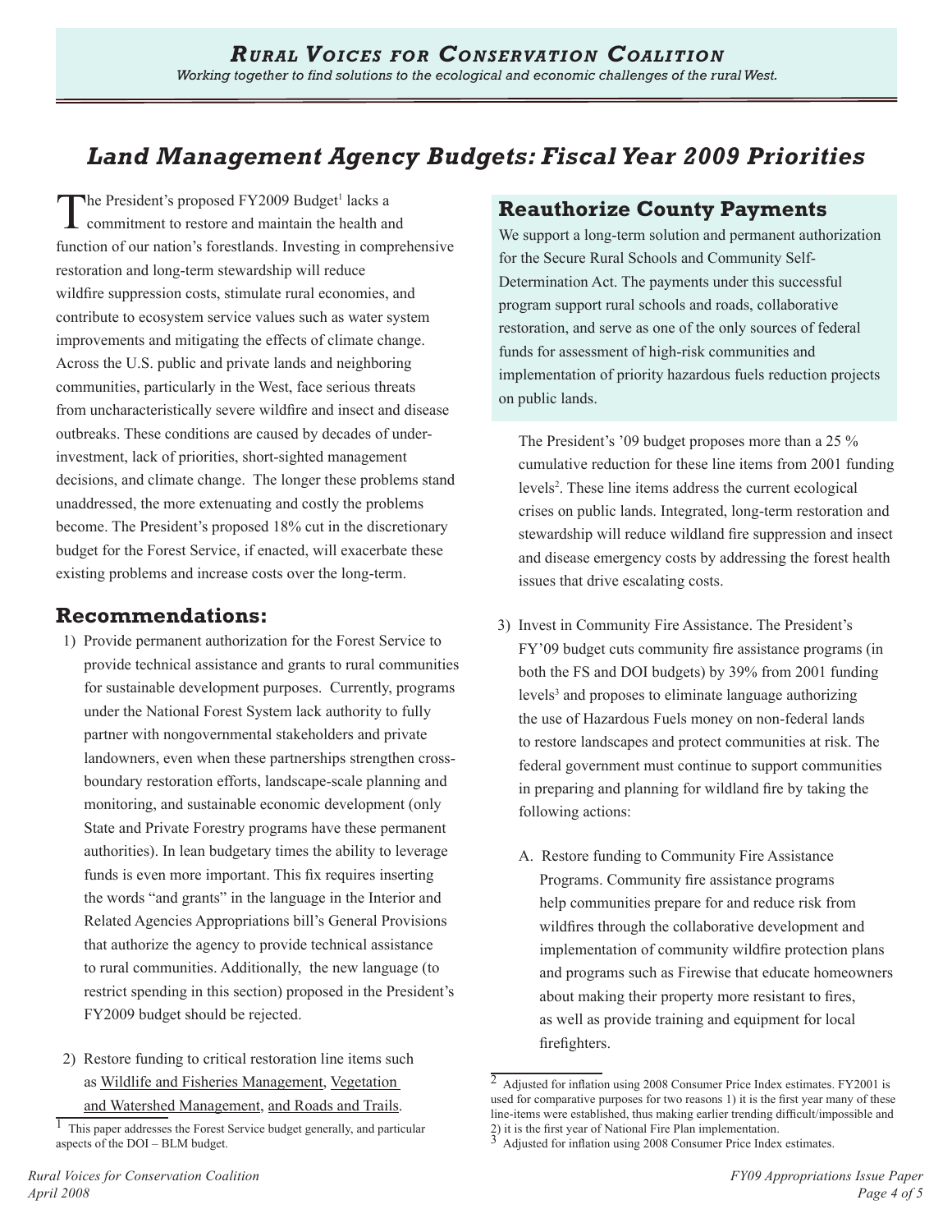# Land Management Agency Budgets: Fiscal Year 2009 Priorities

The President's proposed FY2009 Budget[1] lacks a commitment to restore and maintain the health and function of our nation's forestlands. Investing in comprehensive restoration and long-term stewardship will reduce wildfire suppression costs, stimulate rural economies, and contribute to ecosystem service values such as water system improvements and mitigating the effects of climate change. Across the U.S. public and private lands and neighboring communities, particularly in the West, face serious threats from uncharacteristically severe wildfire and insect and disease outbreaks. These conditions are caused by decades of under-investment, lack of priorities, short-sighted management decisions, and climate change. The longer these problems stand unaddressed, the more extenuating and costly the problems become. The President's proposed 18% cut in the discretionary budget for the Forest Service, if enacted, will exacerbate these existing problems and increase costs over the long-term.

## Recommendations:

1) Provide permanent authorization for the Forest Service to provide technical assistance and grants to rural communities for sustainable development purposes. Currently, programs under the National Forest System lack authority to fully partner with nongovernmental stakeholders and private landowners, even when these partnerships strengthen cross-boundary restoration efforts, landscape-scale planning and monitoring, and sustainable economic development (only State and Private Forestry programs have these permanent authorities). In lean budgetary times the ability to leverage funds is even more important. This fix requires inserting the words "and grants" in the language in the Interior and Related Agencies Appropriations bill's General Provisions that authorize the agency to provide technical assistance to rural communities. Additionally, the new language (to restrict spending in this section) proposed in the President's FY2009 budget should be rejected.

2) Restore funding to critical restoration line items such as Wildlife and Fisheries Management, Vegetation and Watershed Management, and Roads and Trails.

   The President's '09 budget proposes more than a 25 % cumulative reduction for these line items from 2001 funding levels[2]. These line items address the current ecological crises on public lands. Integrated, long-term restoration and stewardship will reduce wildland fire suppression and insect and disease emergency costs by addressing the forest health issues that drive escalating costs.

3) Invest in Community Fire Assistance. The President's FY'09 budget cuts community fire assistance programs (in both the FS and DOI budgets) by 39% from 2001 funding levels[3] and proposes to eliminate language authorizing the use of Hazardous Fuels money on non-federal lands to restore landscapes and protect communities at risk. The federal government must continue to support communities in preparing and planning for wildland fire by taking the following actions:

   A. Restore funding to Community Fire Assistance Programs. Community fire assistance programs help communities prepare for and reduce risk from wildfires through the collaborative development and implementation of community wildfire protection plans and programs such as Firewise that educate homeowners about making their property more resistant to fires, as well as provide training and equipment for local firefighters.

## Reauthorize County Payments

We support a long-term solution and permanent authorization for the Secure Rural Schools and Community Self-Determination Act. The payments under this successful program support rural schools and roads, collaborative restoration, and serve as one of the only sources of federal funds for assessment of high-risk communities and implementation of priority hazardous fuels reduction projects on public lands.

---

[1] This paper addresses the Forest Service budget generally, and particular aspects of the DOI – BLM budget.

[2] Adjusted for inflation using 2008 Consumer Price Index estimates. FY2001 is used for comparative purposes for two reasons 1) it is the first year many of these line-items were established, thus making earlier trending difficult/impossible and 2) it is the first year of National Fire Plan implementation.

[3] Adjusted for inflation using 2008 Consumer Price Index estimates.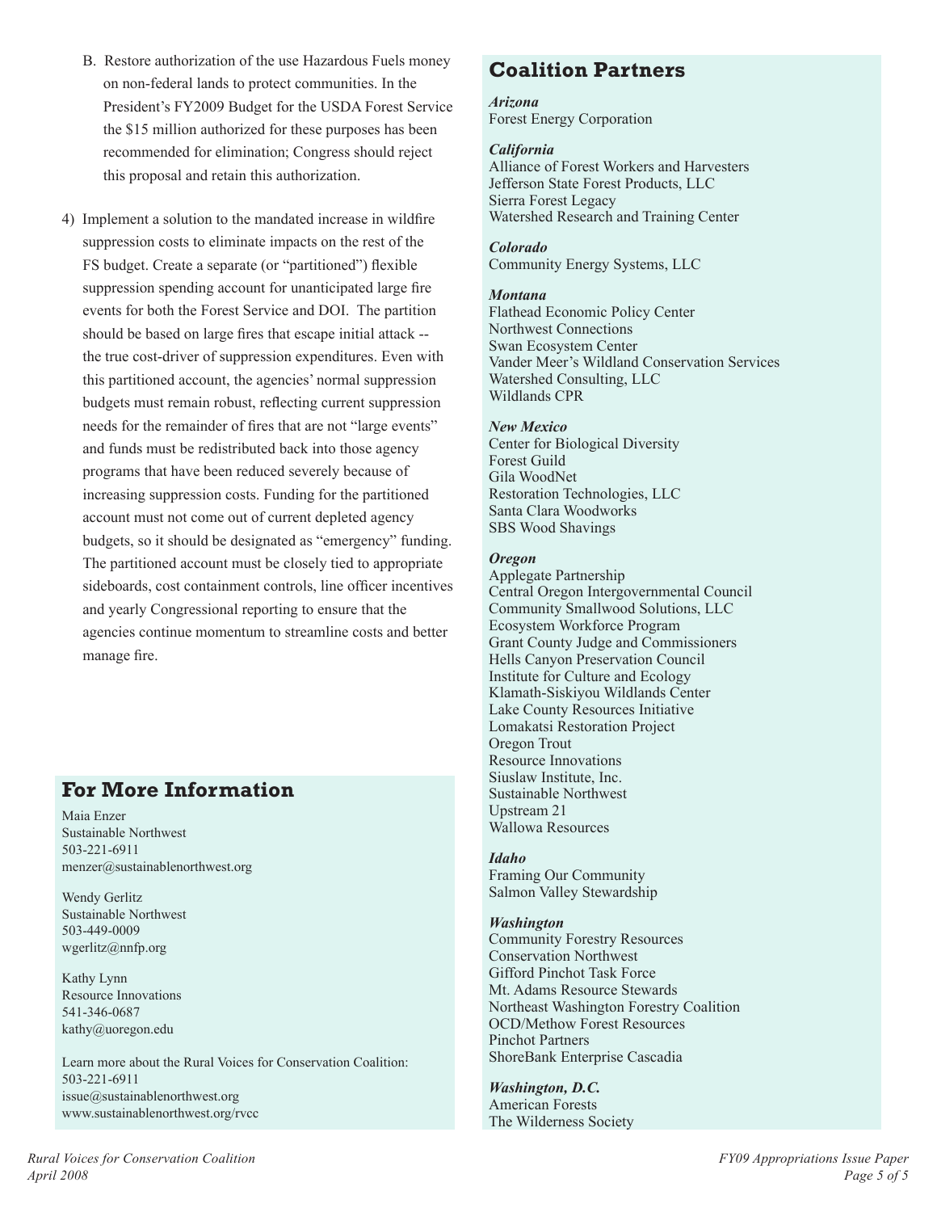B. Restore authorization of the use Hazardous Fuels money on non-federal lands to protect communities. In the President's FY2009 Budget for the USDA Forest Service the $15 million authorized for these purposes has been recommended for elimination; Congress should reject this proposal and retain this authorization.

4) Implement a solution to the mandated increase in wildfire suppression costs to eliminate impacts on the rest of the FS budget. Create a separate (or "partitioned") flexible suppression spending account for unanticipated large fire events for both the Forest Service and DOI. The partition should be based on large fires that escape initial attack -- the true cost-driver of suppression expenditures. Even with this partitioned account, the agencies' normal suppression budgets must remain robust, reflecting current suppression needs for the remainder of fires that are not "large events" and funds must be redistributed back into those agency programs that have been reduced severely because of increasing suppression costs. Funding for the partitioned account must not come out of current depleted agency budgets, so it should be designated as "emergency" funding. The partitioned account must be closely tied to appropriate sideboards, cost containment controls, line officer incentives and yearly Congressional reporting to ensure that the agencies continue momentum to streamline costs and better manage fire.

## For More Information

Maia Enzer
Sustainable Northwest
503-221-6911
menzer@sustainablenorthwest.org

Wendy Gerlitz
Sustainable Northwest
503-449-0009
wgerlitz@nnfp.org

Kathy Lynn
Resource Innovations
541-346-0687
kathy@uoregon.edu

Learn more about the Rural Voices for Conservation Coalition:
503-221-6911
issue@sustainablenorthwest.org
www.sustainablenorthwest.org/rvcc

## Coalition Partners

***Arizona***
Forest Energy Corporation

***California***
Alliance of Forest Workers and Harvesters
Jefferson State Forest Products, LLC
Sierra Forest Legacy
Watershed Research and Training Center

***Colorado***
Community Energy Systems, LLC

***Montana***
Flathead Economic Policy Center
Northwest Connections
Swan Ecosystem Center
Vander Meer's Wildland Conservation Services
Watershed Consulting, LLC
Wildlands CPR

***New Mexico***
Center for Biological Diversity
Forest Guild
Gila WoodNet
Restoration Technologies, LLC
Santa Clara Woodworks
SBS Wood Shavings

***Oregon***
Applegate Partnership
Central Oregon Intergovernmental Council
Community Smallwood Solutions, LLC
Ecosystem Workforce Program
Grant County Judge and Commissioners
Hells Canyon Preservation Council
Institute for Culture and Ecology
Klamath-Siskiyou Wildlands Center
Lake County Resources Initiative
Lomakatsi Restoration Project
Oregon Trout
Resource Innovations
Siuslaw Institute, Inc.
Sustainable Northwest
Upstream 21
Wallowa Resources

***Idaho***
Framing Our Community
Salmon Valley Stewardship

***Washington***
Community Forestry Resources
Conservation Northwest
Gifford Pinchot Task Force
Mt. Adams Resource Stewards
Northeast Washington Forestry Coalition
OCD/Methow Forest Resources
Pinchot Partners
ShoreBank Enterprise Cascadia

***Washington, D.C.***
American Forests
The Wilderness Society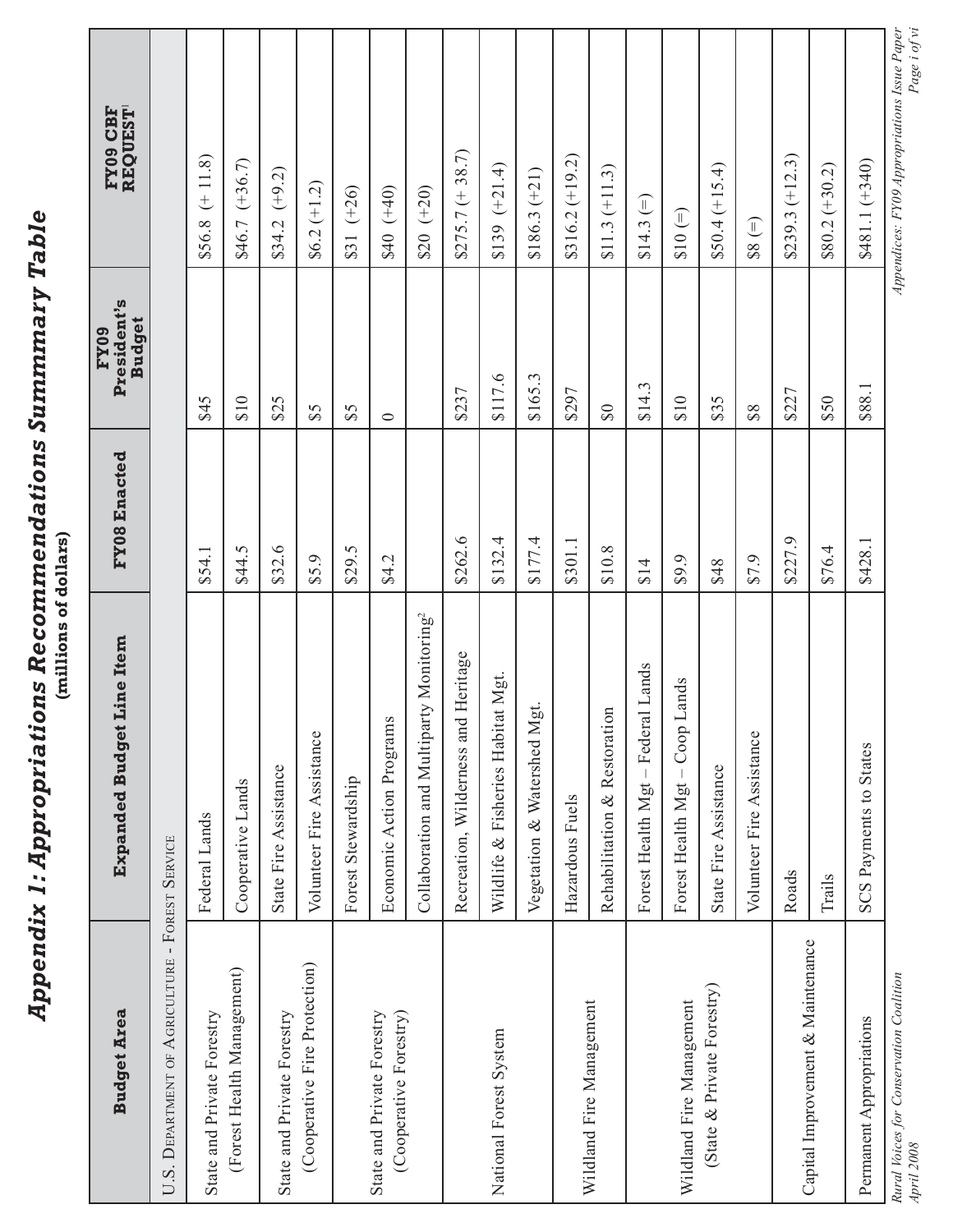# Appendix 1: Appropriations Recommendations Summmary Table

**(millions of dollars)**

| Budget Area | Expanded Budget Line Item | FY08 Enacted | FY09 President's Budget | FY09 CBF REQUEST[1] |
|---|---|---|---|---|
| U.S. Department of Agriculture - Forest Service | | | | |
| State and Private Forestry (Forest Health Management) | Federal Lands | $54.1 | $45 | $56.8 (+ 11.8) |
| | Cooperative Lands | $44.5 | $10 | $46.7 (+36.7) |
| State and Private Forestry (Cooperative Fire Protection) | State Fire Assistance | $32.6 | $25 | $34.2 (+9.2) |
| | Volunteer Fire Assistance | $5.9 | $5 | $6.2 (+1.2) |
| State and Private Forestry (Cooperative Forestry) | Forest Stewardship | $29.5 | $5 | $31 (+26) |
| | Economic Action Programs | $4.2 | 0 | $40 (+40) |
| | Collaboration and Multiparty Monitoring[2] | | | $20 (+20) |
| National Forest System | Recreation, Wilderness and Heritage | $262.6 | $237 | $275.7 (+ 38.7) |
| | Wildlife & Fisheries Habitat Mgt. | $132.4 | $117.6 | $139 (+21.4) |
| | Vegetation & Watershed Mgt. | $177.4 | $165.3 | $186.3 (+21) |
| Wildland Fire Management | Hazardous Fuels | $301.1 | $297 | $316.2 (+19.2) |
| | Rehabilitation & Restoration | $10.8 | $0 | $11.3 (+11.3) |
| Wildland Fire Management (State & Private Forestry) | Forest Health Mgt – Federal Lands | $14 | $14.3 | $14.3 (=) |
| | Forest Health Mgt – Coop Lands | $9.9 | $10 | $10 (=) |
| | State Fire Assistance | $48 | $35 | $50.4 (+15.4) |
| | Volunteer Fire Assistance | $7.9 | $8 | $8 (=) |
| Capital Improvement & Maintenance | Roads | $227.9 | $227 | $239.3 (+12.3) |
| | Trails | $76.4 | $50 | $80.2 (+30.2) |
| Permanent Appropriations | SCS Payments to States | $428.1 | $88.1 | $481.1 (+340) |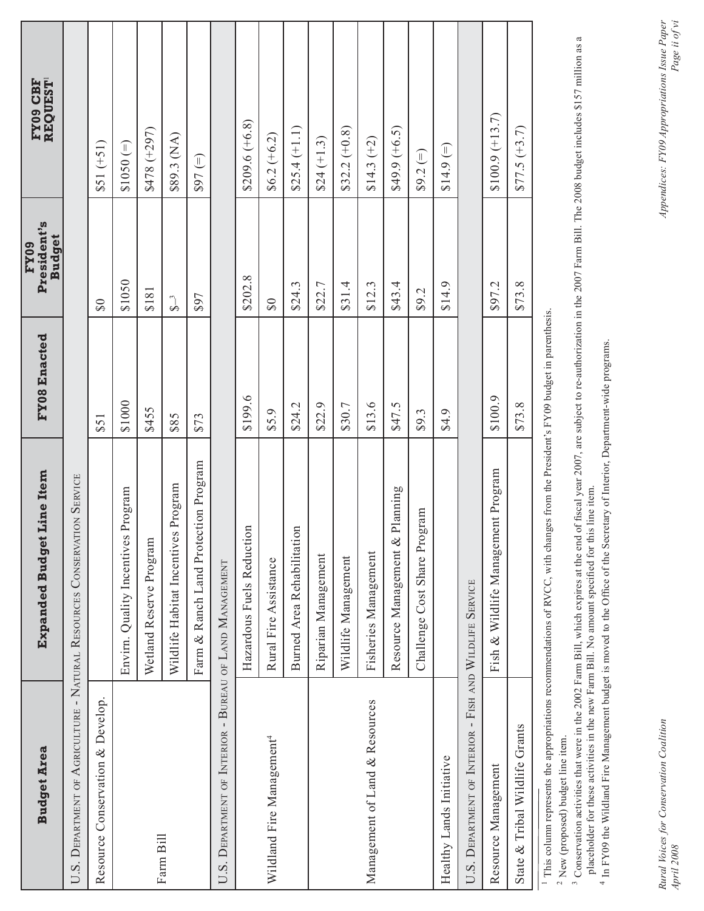| Budget Area | Expanded Budget Line Item | FY08 Enacted | FY09 President's Budget | FY09 CBF REQUEST[1] |
|---|---|---|---|---|
| U.S. Department of Agriculture - Natural Resources Conservation Service | | | | |
| Resource Conservation & Develop. | | $51 | $0 | $51 (+51) |
| Farm Bill | Envim. Quality Incentives Program | $1000 | $1050 | $1050 (=) |
| | Wetland Reserve Program | $455 | $181 | $478 (+297) |
| | Wildlife Habitat Incentives Program | $85 | $-[3] | $89.3 (NA) |
| | Farm & Ranch Land Protection Program | $73 | $97 | $97 (=) |
| U.S. Department of Interior - Bureau of Land Management | | | | |
| Wildland Fire Management[4] | Hazardous Fuels Reduction | $199.6 | $202.8 | $209.6 (+6.8) |
| | Rural Fire Assistance | $5.9 | $0 | $6.2 (+6.2) |
| | Burned Area Rehabilitation | $24.2 | $24.3 | $25.4 (+1.1) |
| Management of Land & Resources | Riparian Management | $22.9 | $22.7 | $24 (+1.3) |
| | Wildlife Management | $30.7 | $31.4 | $32.2 (+0.8) |
| | Fisheries Management | $13.6 | $12.3 | $14.3 (+2) |
| | Resource Management & Planning | $47.5 | $43.4 | $49.9 (+6.5) |
| | Challenge Cost Share Program | $9.3 | $9.2 | $9.2 (=) |
| Healthy Lands Initiative | | $4.9 | $14.9 | $14.9 (=) |
| U.S. Department of Interior - Fish and Wildlife Service | | | | |
| Resource Management | Fish & Wildlife Management Program | $100.9 | $97.2 | $100.9 (+13.7) |
| State & Tribal Wildlife Grants | | $73.8 | $73.8 | $77.5 (+3.7) |

[1] This column represents the appropriations recommendations of RVCC, with changes from the President's FY09 budget in parenthesis.

[2] New (proposed) budget line item.

[3] Conservation activities that were in the 2002 Farm Bill, which expires at the end of fiscal year 2007, are subject to re-authorization in the 2007 Farm Bill. The 2008 budget includes $157 million as a placeholder for these activities in the new Farm Bill. No amount specified for this line item.

[4] In FY09 the Wildland Fire Management budget is moved to the Office of the Secretary of Interior, Department-wide programs.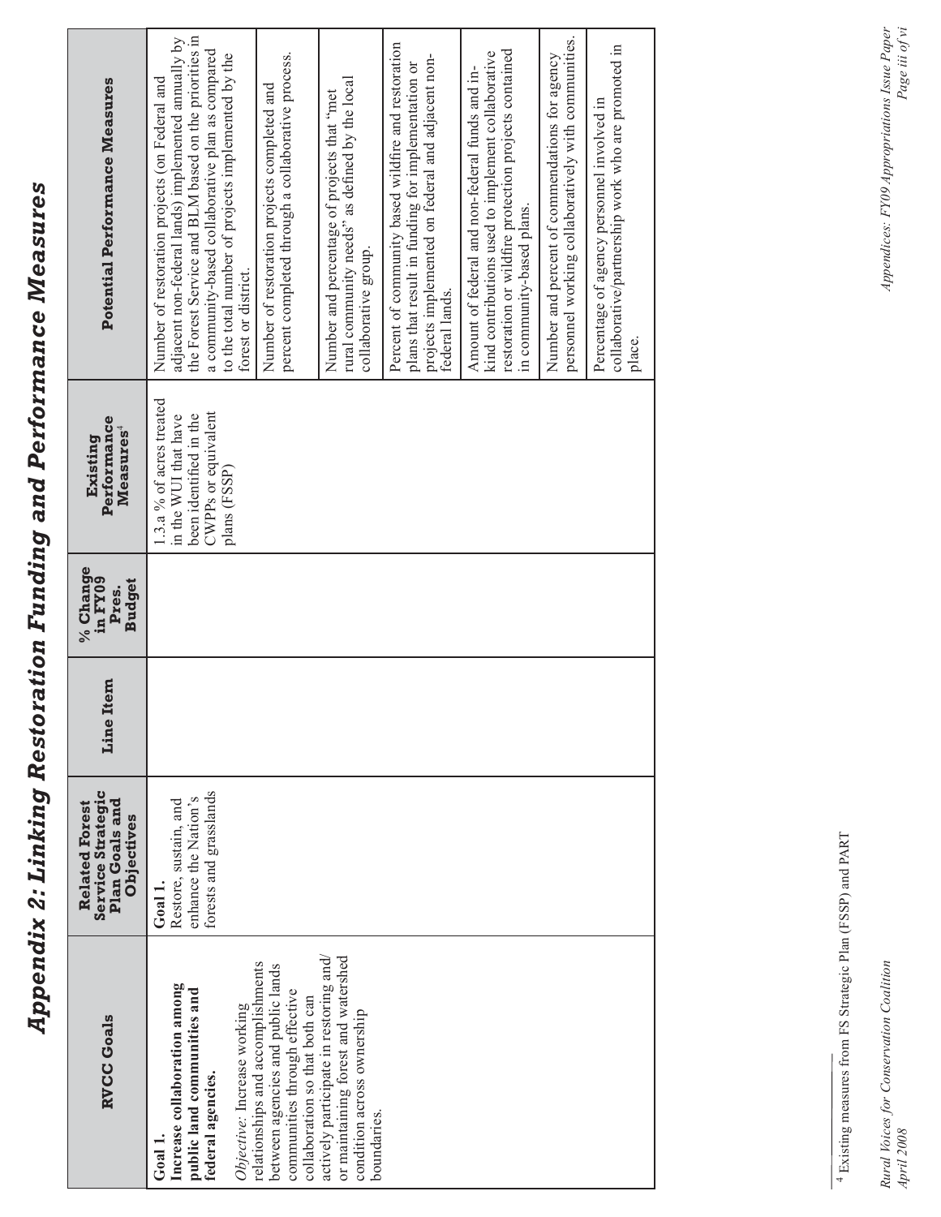# Appendix 2: Linking Restoration Funding and Performance Measures

| RVCC Goals | Related Forest Service Strategic Plan Goals and Objectives | Line Item | % Change in FY09 Pres. Budget | Existing Performance Measures[4] | Potential Performance Measures |
|---|---|---|---|---|---|
| **Goal 1.** **Increase collaboration among public land communities and federal agencies.** *Objective:* Increase working relationships and accomplishments between agencies and public lands communities through effective collaboration so that both can actively participate in restoring and/or maintaining forest and watershed condition across ownership boundaries. | **Goal 1.** Restore, sustain, and enhance the Nation's forests and grasslands | | | 1.3.a % of acres treated in the WUI that have been identified in the CWPPs or equivalent plans (FSSP) | Number of restoration projects (on Federal and adjacent non-federal lands) implemented annually by the Forest Service and BLM based on the priorities in a community-based collaborative plan as compared to the total number of projects implemented by the forest or district. |
| | | | | | Number of restoration projects completed and percent completed through a collaborative process. |
| | | | | | Number and percentage of projects that "met rural community needs" as defined by the local collaborative group. |
| | | | | | Percent of community based wildfire and restoration plans that result in funding for implementation or projects implemented on federal and adjacent non-federal lands. |
| | | | | | Amount of federal and non-federal funds and in-kind contributions used to implement collaborative restoration or wildfire protection projects contained in community-based plans. |
| | | | | | Number and percent of commendations for agency personnel working collaboratively with communities. |
| | | | | | Percentage of agency personnel involved in collaborative/partnership work who are promoted in place. |

[4] Existing measures from FS Strategic Plan (FSSP) and PART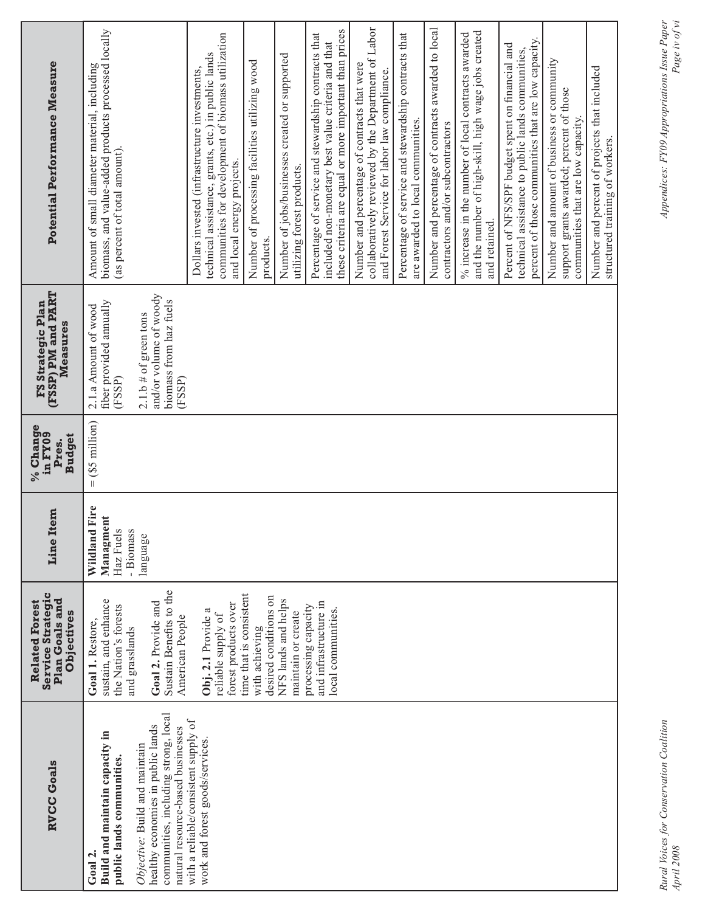| RVCC Goals | Related Forest Service Strategic Plan Goals and Objectives | Line Item | % Change in FY09 Pres. Budget | FS Strategic Plan (FSSP) PM and PART Measures | Potential Performance Measure |
|---|---|---|---|---|---|
| **Goal 2. Build and maintain capacity in public lands communities.** *Objective:* Build and maintain healthy economies in public lands communities, including strong, local natural resource-based businesses with a reliable/consistent supply of work and forest goods/services. | **Goal 1.** Restore, sustain, and enhance the Nation's forests and grasslands **Goal 2.** Provide and Sustain Benefits to the American People **Obj. 2.1** Provide a reliable supply of forest products over time that is consistent with achieving desired conditions on NFS lands and helps maintain or create processing capacity and infrastructure in local communities. | **Wildland Fire Managment** Haz Fuels - Biomass language | = ($5 million) | 2.1.a Amount of wood fiber provided annually (FSSP) 2.1.b # of green tons and/or volume of woody biomass from haz fuels (FSSP) | Amount of small diameter material, including biomass, and value-added products processed locally (as percent of total amount). |
| | | | | | Dollars invested (infrastructure investments, technical assistance, grants, etc.) in public lands communities for development of biomass utilization and local energy projects. |
| | | | | | Number of processing facilities utilizing wood products. |
| | | | | | Number of jobs/businesses created or supported utilizing forest products. |
| | | | | | Percentage of service and stewardship contracts that included non-monetary best value criteria and that these criteria are equal or more important than prices |
| | | | | | Number and percentage of contracts that were collaboratively reviewed by the Department of Labor and Forest Service for labor law compliance. |
| | | | | | Percentage of service and stewardship contracts that are awarded to local communities. |
| | | | | | Number and percentage of contracts awarded to local contractors and/or subcontractors |
| | | | | | % increase in the number of local contracts awarded and the number of high-skill, high wage jobs created and retained. |
| | | | | | Percent of NFS/SPF budget spent on financial and technical assistance to public lands communities, percent of those communities that are low capacity. |
| | | | | | Number and amount of business or community support grants awarded; percent of those communities that are low capacity. |
| | | | | | Number and percent of projects that included structured training of workers. |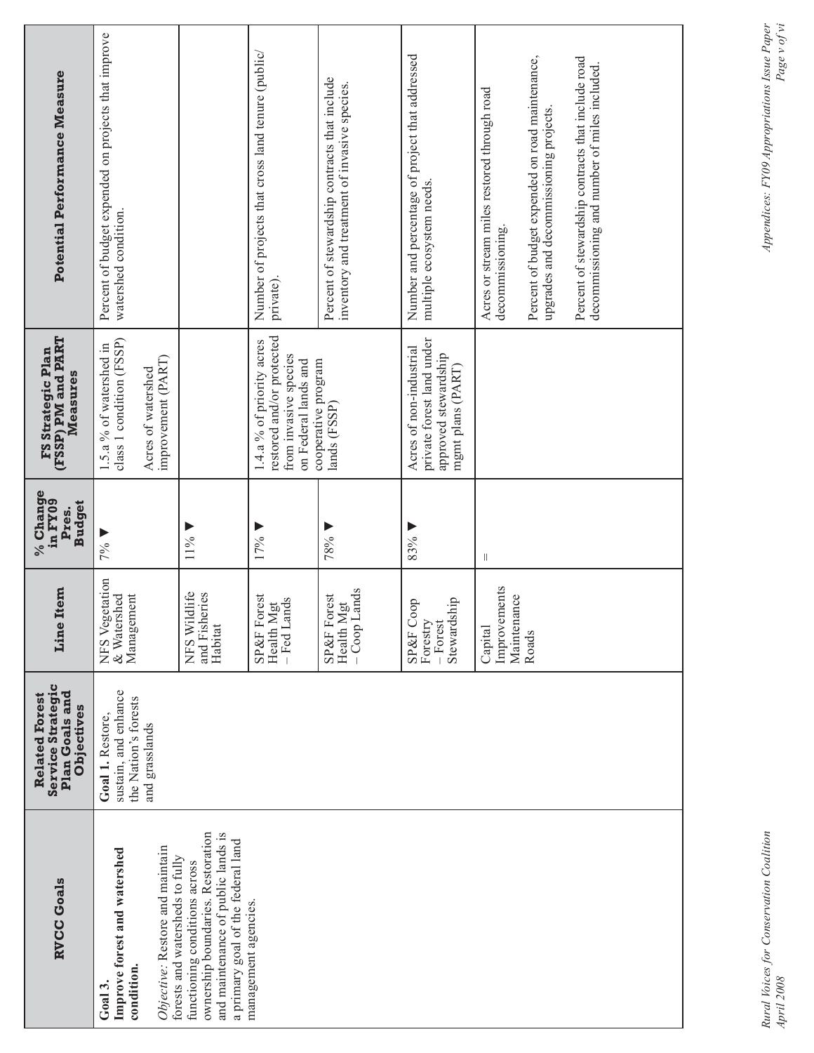| RVCC Goals | Related Forest Service Strategic Plan Goals and Objectives | Line Item | % Change in FY09 Pres. Budget | FS Strategic Plan (FSSP) PM and PART Measures | Potential Performance Measure |
|---|---|---|---|---|---|
| **Goal 3. Improve forest and watershed condition.** *Objective:* Restore and maintain forests and watersheds to fully functioning conditions across ownership boundaries. Restoration and maintenance of public lands is a primary goal of the federal land management agencies. | **Goal 1.** Restore, sustain, and enhance the Nation's forests and grasslands | NFS Vegetation & Watershed Management | 7% ▼ | 1.5.a % of watershed in class 1 condition (FSSP) Acres of watershed improvement (PART) | Percent of budget expended on projects that improve watershed condition. |
| | | NFS Wildlife and Fisheries Habitat | 11% ▼ | | |
| | | SP&F Forest Health Mgt – Fed Lands | 17% ▼ | 1.4.a % of priority acres restored and/or protected from invasive species on Federal lands and cooperative program lands (FSSP) | Number of projects that cross land tenure (public/private). |
| | | SP&F Forest Health Mgt – Coop Lands | 78% ▼ | | Percent of stewardship contracts that include inventory and treatment of invasive species. |
| | | SP&F Coop Forestry – Forest Stewardship | 83% ▼ | Acres of non-industrial private forest land under approved stewardship mgmt plans (PART) | Number and percentage of project that addressed multiple ecosystem needs. |
| | | Capital Improvements Maintenance Roads | = | | Acres or stream miles restored through road decommissioning. Percent of budget expended on road maintenance, upgrades and decommissioning projects. Percent of stewardship contracts that include road decommissioning and number of miles included. |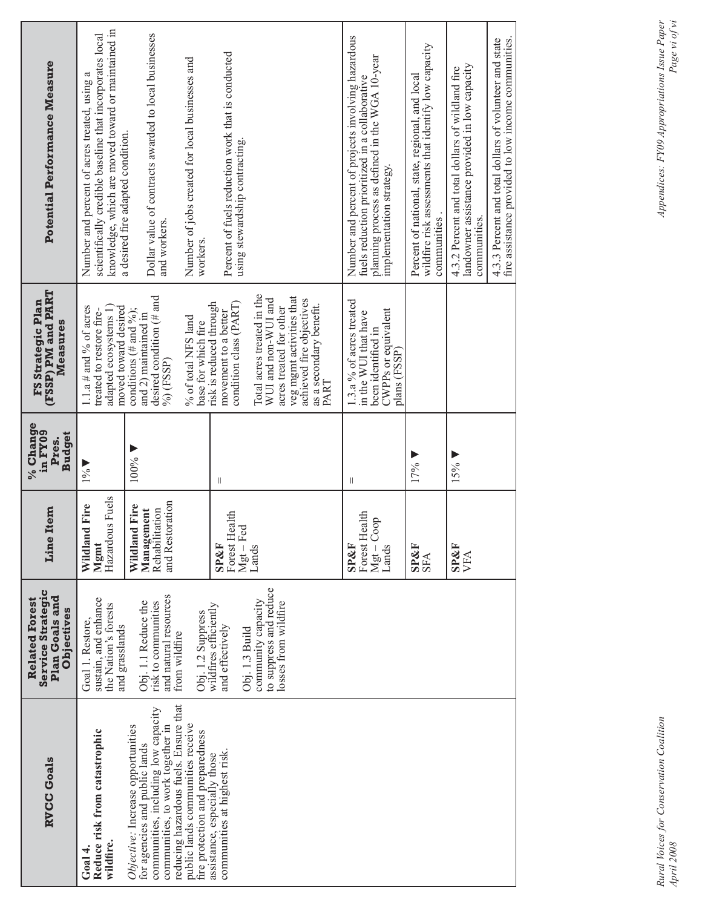| RVCC Goals | Related Forest Service Strategic Plan Goals and Objectives | Line Item | % Change in FY09 Pres. Budget | FS Strategic Plan (FSSP) PM and PART Measures | Potential Performance Measure |
|---|---|---|---|---|---|
| **Goal 4. Reduce risk from catastrophic wildfire.**<br><br>*Objective:* Increase opportunities for agencies and public lands communities, including low capacity communities, to work together in reducing hazardous fuels. Ensure that public lands communities receive fire protection and preparedness assistance, especially those communities at highest risk. | Goal 1. Restore, sustain, and enhance the Nation's forests and grasslands<br><br>Obj. 1.1 Reduce the risk to communities and natural resources from wildfire<br><br>Obj. 1.2 Suppress wildfires efficiently and effectively<br><br>Obj. 1.3 Build community capacity to suppress and reduce losses from wildfire | **Wildland Fire Mgmt** Hazardous Fuels | 1% ▼ | 1.1.a # and % of acres treated to restore fire-adapted ecosystems 1) moved toward desired conditions (# and %); and 2) maintained in desired condition (# and %) (FSSP) | Number and percent of acres treated, using a scientifically credible baseline that incorporates local knowledge, which are moved toward or maintained in a desired fire adapted condition. |
| | | **Wildland Fire Management** Rehabilitation and Restoration | 100% ▼ | % of total NFS land base for which fire risk is reduced through movement to a better condition class (PART) | Dollar value of contracts awarded to local businesses and workers.<br><br>Number of jobs created for local businesses and workers. |
| | | **SP&F** Forest Health Mgt – Fed Lands | = | Total acres treated in the WUI and non-WUI and acres treated for other veg mgmt activities that achieved fire objectives as a secondary benefit. PART | Percent of fuels reduction work that is conducted using stewardship contracting. |
| | | **SP&F** Forest Health Mgt – Coop Lands | = | 1.3.a % of acres treated in the WUI that have been identified in CWPPs or equivalent plans (FSSP) | Number and percent of projects involving hazardous fuels reduction prioritized in a collaborative planning process as defined in the WGA 10-year implementation strategy. |
| | | **SP&F** SFA | 17% ▼ | | Percent of national, state, regional, and local wildfire risk assessments that identify low capacity communities . |
| | | **SP&F** VFA | 15% ▼ | | 4.3.2 Percent and total dollars of wildland fire landowner assistance provided in low capacity communities. |
| | | | | | 4.3.3 Percent and total dollars of volunteer and state fire assistance provided to low income communities. |